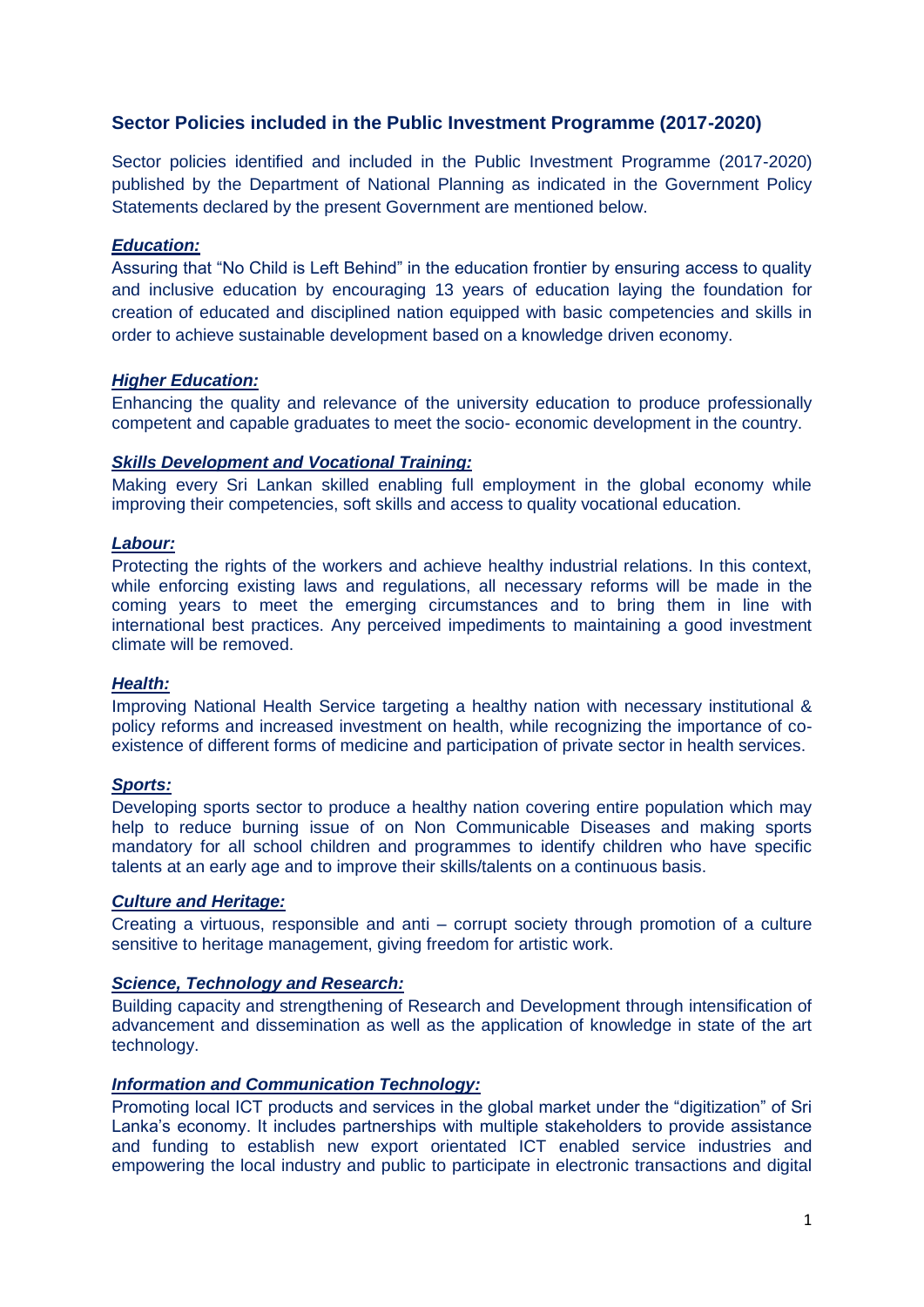## Sector Policies included in the Public Investment Programme (2017-2020)

Sector policies identified and included in the Public Investment Programme (2017-2020) published by the Department of National Planning as indicated in the Government Policy Statements declared by the present Government are mentioned below.

***Education:***

Assuring that "No Child is Left Behind" in the education frontier by ensuring access to quality and inclusive education by encouraging 13 years of education laying the foundation for creation of educated and disciplined nation equipped with basic competencies and skills in order to achieve sustainable development based on a knowledge driven economy.

***Higher Education:***

Enhancing the quality and relevance of the university education to produce professionally competent and capable graduates to meet the socio- economic development in the country.

***Skills Development and Vocational Training:***

Making every Sri Lankan skilled enabling full employment in the global economy while improving their competencies, soft skills and access to quality vocational education.

***Labour:***

Protecting the rights of the workers and achieve healthy industrial relations. In this context, while enforcing existing laws and regulations, all necessary reforms will be made in the coming years to meet the emerging circumstances and to bring them in line with international best practices. Any perceived impediments to maintaining a good investment climate will be removed.

***Health:***

Improving National Health Service targeting a healthy nation with necessary institutional & policy reforms and increased investment on health, while recognizing the importance of co-existence of different forms of medicine and participation of private sector in health services.

***Sports:***

Developing sports sector to produce a healthy nation covering entire population which may help to reduce burning issue of on Non Communicable Diseases and making sports mandatory for all school children and programmes to identify children who have specific talents at an early age and to improve their skills/talents on a continuous basis.

***Culture and Heritage:***

Creating a virtuous, responsible and anti – corrupt society through promotion of a culture sensitive to heritage management, giving freedom for artistic work.

***Science, Technology and Research:***

Building capacity and strengthening of Research and Development through intensification of advancement and dissemination as well as the application of knowledge in state of the art technology.

***Information and Communication Technology:***

Promoting local ICT products and services in the global market under the "digitization" of Sri Lanka's economy. It includes partnerships with multiple stakeholders to provide assistance and funding to establish new export orientated ICT enabled service industries and empowering the local industry and public to participate in electronic transactions and digital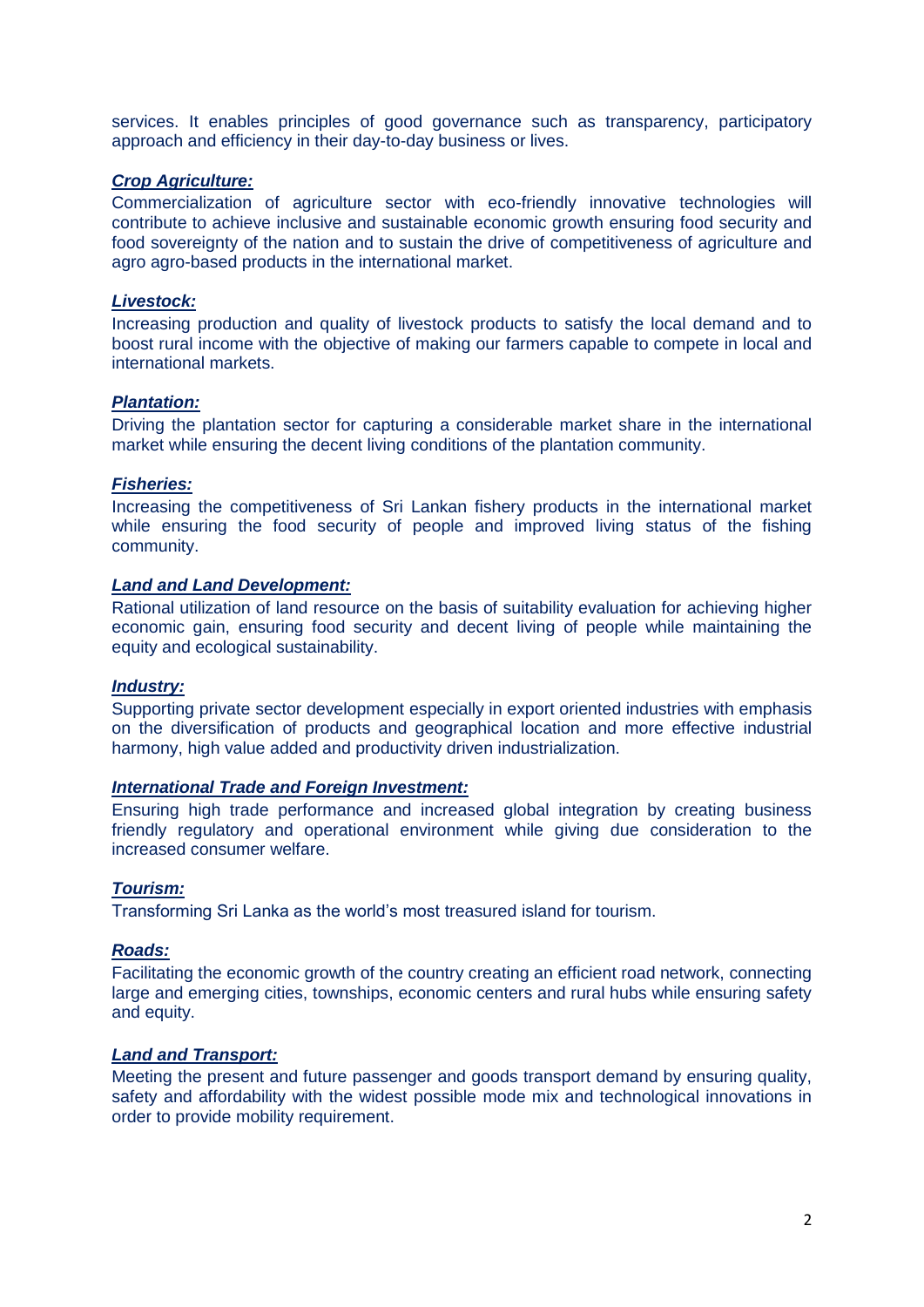services. It enables principles of good governance such as transparency, participatory approach and efficiency in their day-to-day business or lives.

***Crop Agriculture:***

Commercialization of agriculture sector with eco-friendly innovative technologies will contribute to achieve inclusive and sustainable economic growth ensuring food security and food sovereignty of the nation and to sustain the drive of competitiveness of agriculture and agro agro-based products in the international market.

***Livestock:***

Increasing production and quality of livestock products to satisfy the local demand and to boost rural income with the objective of making our farmers capable to compete in local and international markets.

***Plantation:***

Driving the plantation sector for capturing a considerable market share in the international market while ensuring the decent living conditions of the plantation community.

***Fisheries:***

Increasing the competitiveness of Sri Lankan fishery products in the international market while ensuring the food security of people and improved living status of the fishing community.

***Land and Land Development:***

Rational utilization of land resource on the basis of suitability evaluation for achieving higher economic gain, ensuring food security and decent living of people while maintaining the equity and ecological sustainability.

***Industry:***

Supporting private sector development especially in export oriented industries with emphasis on the diversification of products and geographical location and more effective industrial harmony, high value added and productivity driven industrialization.

***International Trade and Foreign Investment:***

Ensuring high trade performance and increased global integration by creating business friendly regulatory and operational environment while giving due consideration to the increased consumer welfare.

***Tourism:***

Transforming Sri Lanka as the world's most treasured island for tourism.

***Roads:***

Facilitating the economic growth of the country creating an efficient road network, connecting large and emerging cities, townships, economic centers and rural hubs while ensuring safety and equity.

***Land and Transport:***

Meeting the present and future passenger and goods transport demand by ensuring quality, safety and affordability with the widest possible mode mix and technological innovations in order to provide mobility requirement.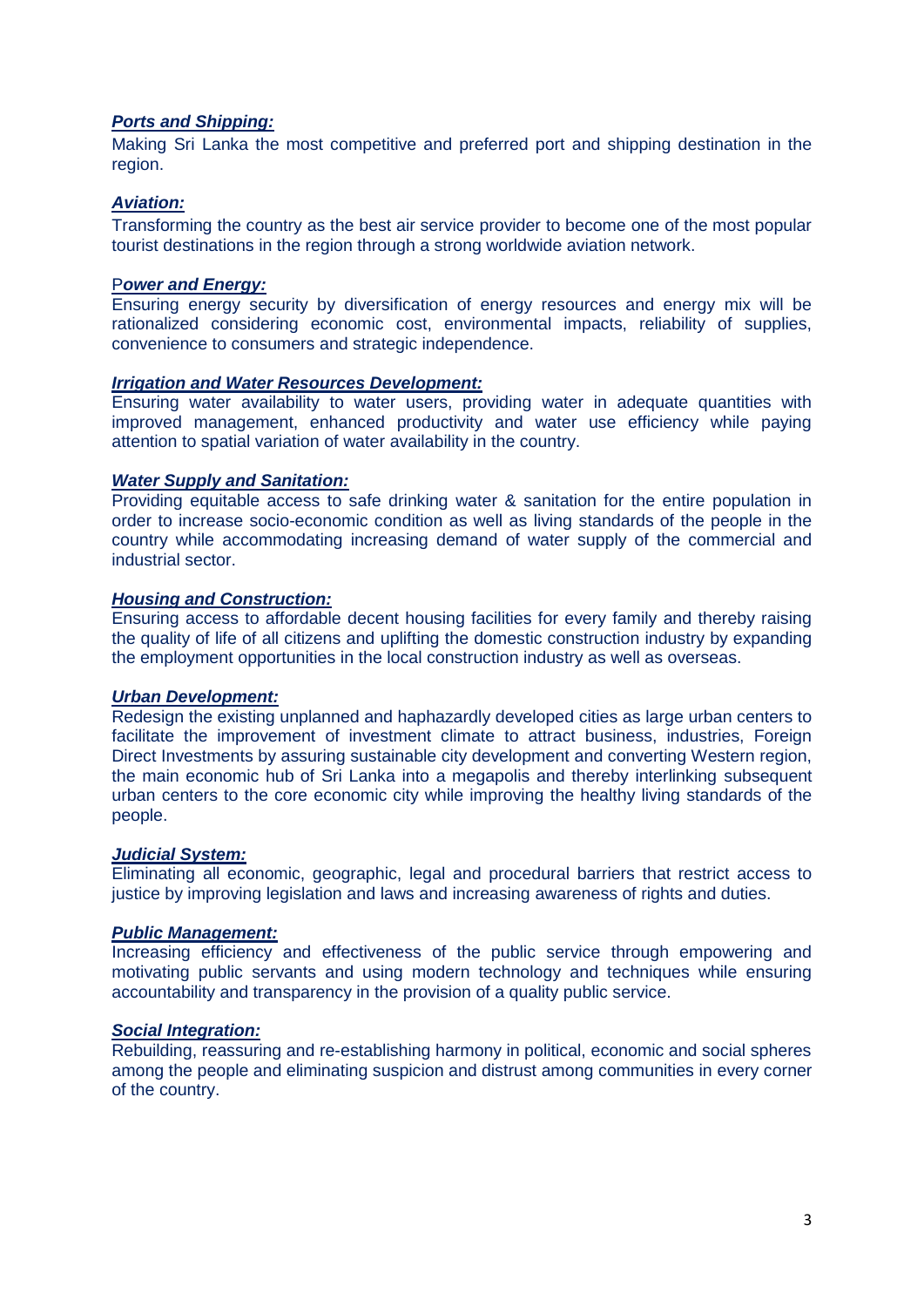***Ports and Shipping:***

Making Sri Lanka the most competitive and preferred port and shipping destination in the region.

***Aviation:***

Transforming the country as the best air service provider to become one of the most popular tourist destinations in the region through a strong worldwide aviation network.

**P*ower and Energy:***

Ensuring energy security by diversification of energy resources and energy mix will be rationalized considering economic cost, environmental impacts, reliability of supplies, convenience to consumers and strategic independence.

***Irrigation and Water Resources Development:***

Ensuring water availability to water users, providing water in adequate quantities with improved management, enhanced productivity and water use efficiency while paying attention to spatial variation of water availability in the country.

***Water Supply and Sanitation:***

Providing equitable access to safe drinking water & sanitation for the entire population in order to increase socio-economic condition as well as living standards of the people in the country while accommodating increasing demand of water supply of the commercial and industrial sector.

***Housing and Construction:***

Ensuring access to affordable decent housing facilities for every family and thereby raising the quality of life of all citizens and uplifting the domestic construction industry by expanding the employment opportunities in the local construction industry as well as overseas.

***Urban Development:***

Redesign the existing unplanned and haphazardly developed cities as large urban centers to facilitate the improvement of investment climate to attract business, industries, Foreign Direct Investments by assuring sustainable city development and converting Western region, the main economic hub of Sri Lanka into a megapolis and thereby interlinking subsequent urban centers to the core economic city while improving the healthy living standards of the people.

***Judicial System:***

Eliminating all economic, geographic, legal and procedural barriers that restrict access to justice by improving legislation and laws and increasing awareness of rights and duties.

***Public Management:***

Increasing efficiency and effectiveness of the public service through empowering and motivating public servants and using modern technology and techniques while ensuring accountability and transparency in the provision of a quality public service.

***Social Integration:***

Rebuilding, reassuring and re-establishing harmony in political, economic and social spheres among the people and eliminating suspicion and distrust among communities in every corner of the country.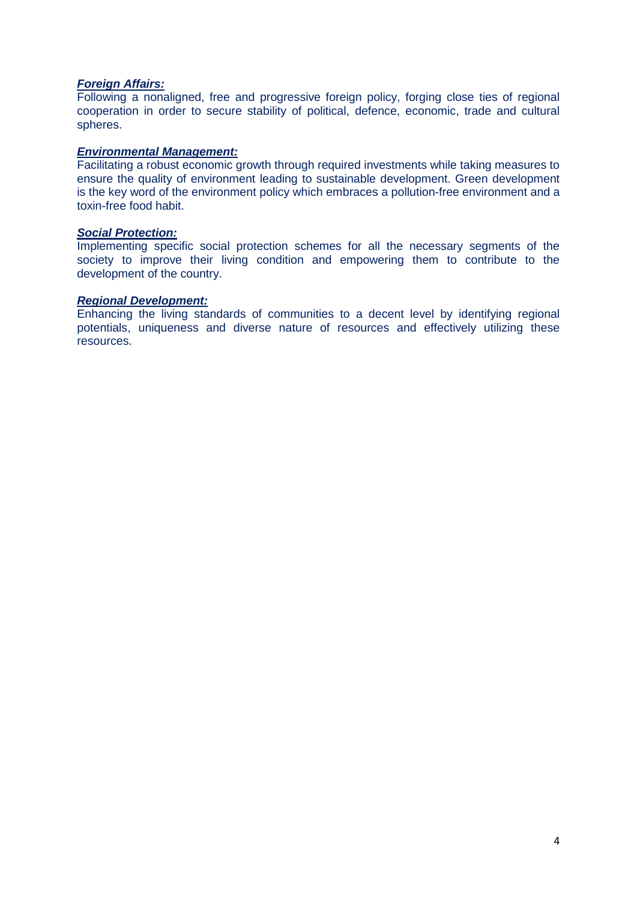***Foreign Affairs:***

Following a nonaligned, free and progressive foreign policy, forging close ties of regional cooperation in order to secure stability of political, defence, economic, trade and cultural spheres.

***Environmental Management:***

Facilitating a robust economic growth through required investments while taking measures to ensure the quality of environment leading to sustainable development. Green development is the key word of the environment policy which embraces a pollution-free environment and a toxin-free food habit.

***Social Protection:***

Implementing specific social protection schemes for all the necessary segments of the society to improve their living condition and empowering them to contribute to the development of the country.

***Regional Development:***

Enhancing the living standards of communities to a decent level by identifying regional potentials, uniqueness and diverse nature of resources and effectively utilizing these resources.